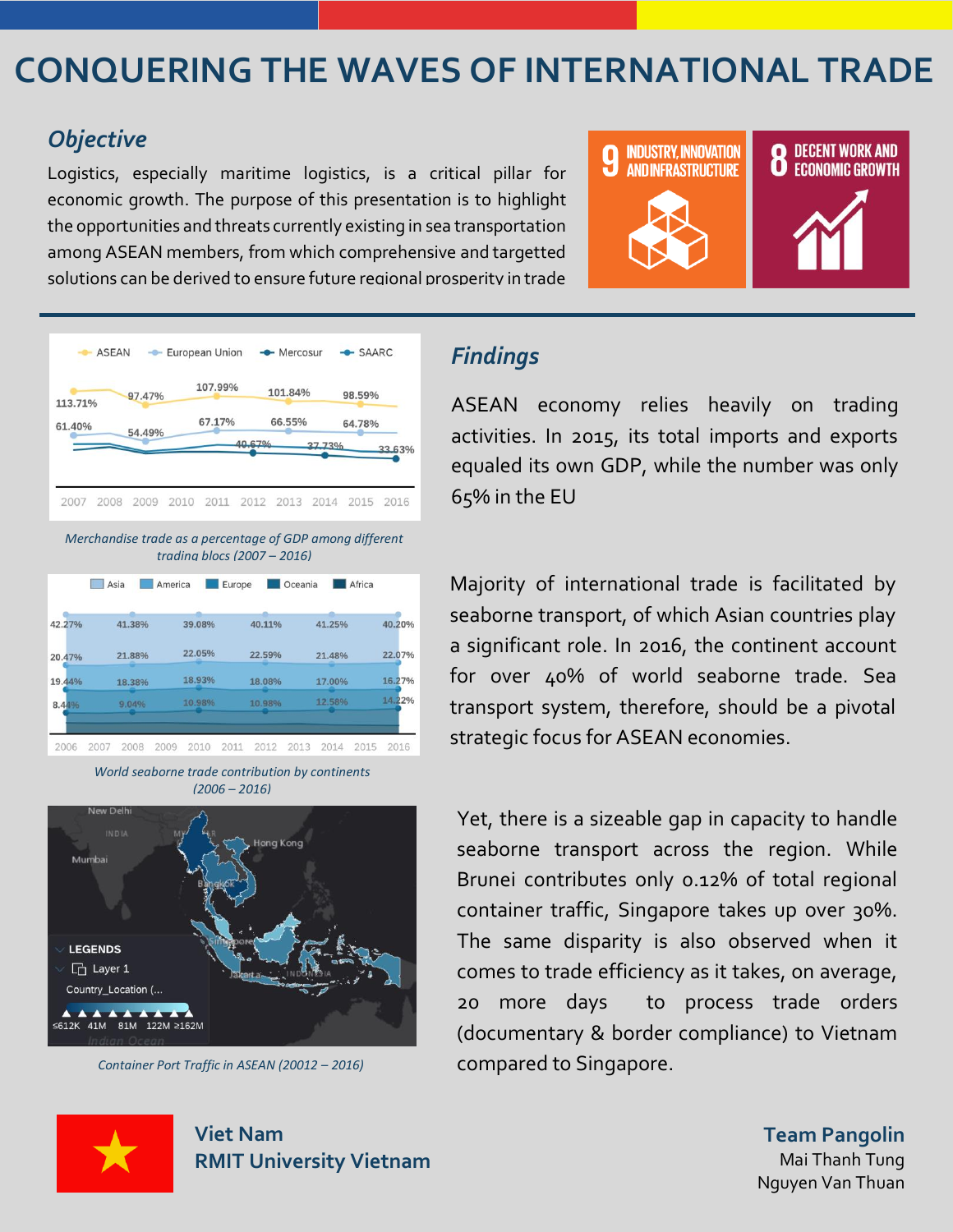# CONQUERING THE WAVES OF INTERNATIONAL TRADE

## *Objective*

Logistics, especially maritime logistics, is a critical pillar for economic growth. The purpose of this presentation is to highlight the opportunities and threats currently existing in sea transportation among ASEAN members, from which comprehensive and targetted solutions can be derived to ensure future regional prosperity in trade

9 INDUSTRY, INNOVATION AND INFRASTRUCTURE

8 DECENT WORK AND ECONOMIC GROWTH

*Merchandise trade as a percentage of GDP among different trading blocs (2007 – 2016)*

*World seaborne trade contribution by continents (2006 – 2016)*

*Container Port Traffic in ASEAN (20012 – 2016)*

## *Findings*

ASEAN economy relies heavily on trading activities. In 2015, its total imports and exports equaled its own GDP, while the number was only 65% in the EU

Majority of international trade is facilitated by seaborne transport, of which Asian countries play a significant role. In 2016, the continent account for over 40% of world seaborne trade. Sea transport system, therefore, should be a pivotal strategic focus for ASEAN economies.

Yet, there is a sizeable gap in capacity to handle seaborne transport across the region. While Brunei contributes only 0.12% of total regional container traffic, Singapore takes up over 30%. The same disparity is also observed when it comes to trade efficiency as it takes, on average, 20 more days to process trade orders (documentary & border compliance) to Vietnam compared to Singapore.

**Viet Nam**
**RMIT University Vietnam**

**Team Pangolin**
Mai Thanh Tung
Nguyen Van Thuan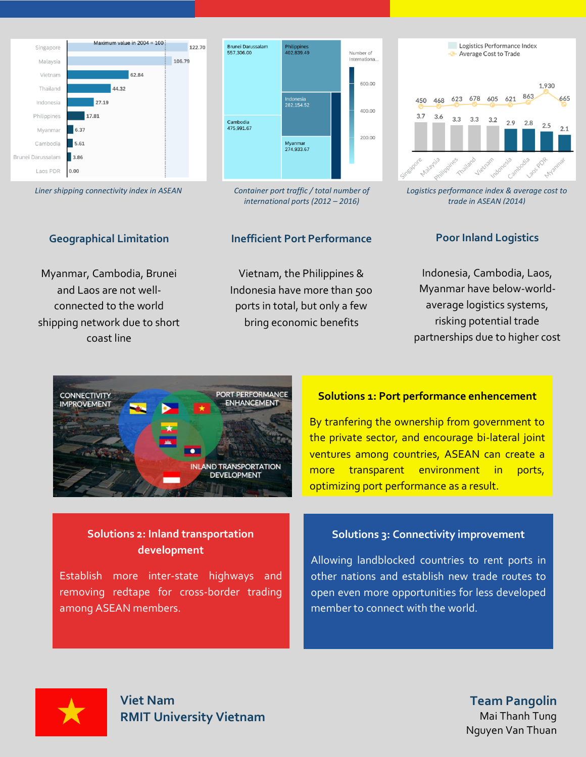Singapore
Malaysia
Vietnam
Thailand
Indonesia
Philippines
Myanmar
Cambodia
Brunei Darussalam
Laos PDR

Maximum value in 2004 = 100

122.70
106.79
62.84
44.32
27.19
17.81
6.37
5.61
3.86
0.00

*Liner shipping connectivity index in ASEAN*

Brunei Darussalam
557,306.00

Philippines
402,839.49

Indonesia
282,154.52

Cambodia
475,991.67

Myanmar
274,933.67

Number of Internationa...

600.00
400.00
200.00

*Container port traffic / total number of international ports (2012 – 2016)*

Logistics Performance Index
Average Cost to Trade

450 468 623 678 605 621 863 1,930 665

3.7 3.6 3.3 3.3 3.2 2.9 2.8 2.5 2.1

Singapore Malaysia Philippines Thailand Vietnam Indonesia Cambodia Laos PDR Myanmar

*Logistics performance index & average cost to trade in ASEAN (2014)*

### Geographical Limitation

Myanmar, Cambodia, Brunei and Laos are not well-connected to the world shipping network due to short coast line

### Inefficient Port Performance

Vietnam, the Philippines & Indonesia have more than 500 ports in total, but only a few bring economic benefits

### Poor Inland Logistics

Indonesia, Cambodia, Laos, Myanmar have below-world-average logistics systems, risking potential trade partnerships due to higher cost

CONNECTIVITY IMPROVEMENT

PORT PERFORMANCE ENHANCEMENT

INLAND TRANSPORTATION DEVELOPMENT

### Solutions 1: Port performance enhencement

By tranfering the ownership from government to the private sector, and encourage bi-lateral joint ventures among countries, ASEAN can create a more transparent environment in ports, optimizing port performance as a result.

### Solutions 2: Inland transportation development

Establish more inter-state highways and removing redtape for cross-border trading among ASEAN members.

### Solutions 3: Connectivity improvement

Allowing landblocked countries to rent ports in other nations and establish new trade routes to open even more opportunities for less developed member to connect with the world.

**Viet Nam**
**RMIT University Vietnam**

**Team Pangolin**
Mai Thanh Tung
Nguyen Van Thuan